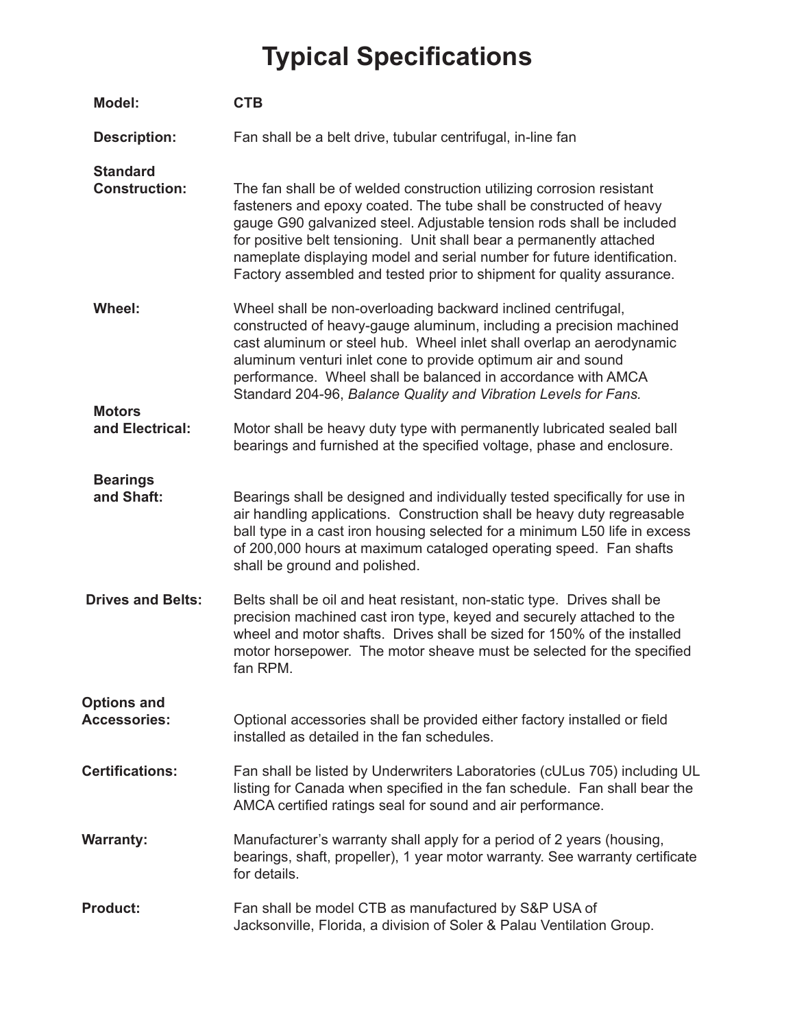# Typical Specifications

**Model:** **CTB**

**Description:** Fan shall be a belt drive, tubular centrifugal, in-line fan

**Standard Construction:** The fan shall be of welded construction utilizing corrosion resistant fasteners and epoxy coated. The tube shall be constructed of heavy gauge G90 galvanized steel. Adjustable tension rods shall be included for positive belt tensioning. Unit shall bear a permanently attached nameplate displaying model and serial number for future identification. Factory assembled and tested prior to shipment for quality assurance.

**Wheel:** Wheel shall be non-overloading backward inclined centrifugal, constructed of heavy-gauge aluminum, including a precision machined cast aluminum or steel hub. Wheel inlet shall overlap an aerodynamic aluminum venturi inlet cone to provide optimum air and sound performance. Wheel shall be balanced in accordance with AMCA Standard 204-96, *Balance Quality and Vibration Levels for Fans.*

**Motors and Electrical:** Motor shall be heavy duty type with permanently lubricated sealed ball bearings and furnished at the specified voltage, phase and enclosure.

**Bearings and Shaft:** Bearings shall be designed and individually tested specifically for use in air handling applications. Construction shall be heavy duty regreasable ball type in a cast iron housing selected for a minimum L50 life in excess of 200,000 hours at maximum cataloged operating speed. Fan shafts shall be ground and polished.

**Drives and Belts:** Belts shall be oil and heat resistant, non-static type. Drives shall be precision machined cast iron type, keyed and securely attached to the wheel and motor shafts. Drives shall be sized for 150% of the installed motor horsepower. The motor sheave must be selected for the specified fan RPM.

**Options and Accessories:** Optional accessories shall be provided either factory installed or field installed as detailed in the fan schedules.

**Certifications:** Fan shall be listed by Underwriters Laboratories (cULus 705) including UL listing for Canada when specified in the fan schedule. Fan shall bear the AMCA certified ratings seal for sound and air performance.

**Warranty:** Manufacturer's warranty shall apply for a period of 2 years (housing, bearings, shaft, propeller), 1 year motor warranty. See warranty certificate for details.

**Product:** Fan shall be model CTB as manufactured by S&P USA of Jacksonville, Florida, a division of Soler & Palau Ventilation Group.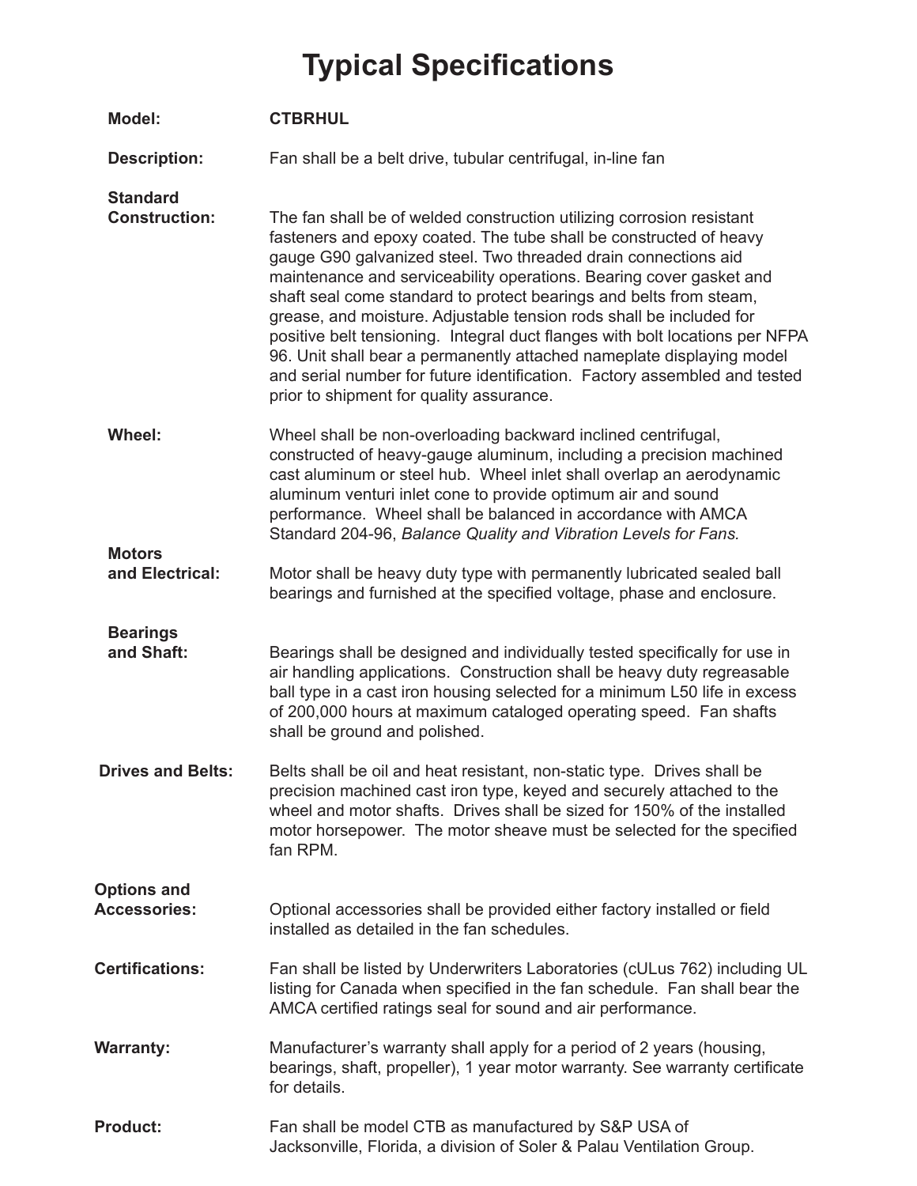# Typical Specifications

**Model:** **CTBRHUL**

**Description:** Fan shall be a belt drive, tubular centrifugal, in-line fan

**Standard Construction:** The fan shall be of welded construction utilizing corrosion resistant fasteners and epoxy coated. The tube shall be constructed of heavy gauge G90 galvanized steel. Two threaded drain connections aid maintenance and serviceability operations. Bearing cover gasket and shaft seal come standard to protect bearings and belts from steam, grease, and moisture. Adjustable tension rods shall be included for positive belt tensioning. Integral duct flanges with bolt locations per NFPA 96. Unit shall bear a permanently attached nameplate displaying model and serial number for future identification. Factory assembled and tested prior to shipment for quality assurance.

**Wheel:** Wheel shall be non-overloading backward inclined centrifugal, constructed of heavy-gauge aluminum, including a precision machined cast aluminum or steel hub. Wheel inlet shall overlap an aerodynamic aluminum venturi inlet cone to provide optimum air and sound performance. Wheel shall be balanced in accordance with AMCA Standard 204-96, *Balance Quality and Vibration Levels for Fans.*

**Motors and Electrical:** Motor shall be heavy duty type with permanently lubricated sealed ball bearings and furnished at the specified voltage, phase and enclosure.

**Bearings and Shaft:** Bearings shall be designed and individually tested specifically for use in air handling applications. Construction shall be heavy duty regreasable ball type in a cast iron housing selected for a minimum L50 life in excess of 200,000 hours at maximum cataloged operating speed. Fan shafts shall be ground and polished.

**Drives and Belts:** Belts shall be oil and heat resistant, non-static type. Drives shall be precision machined cast iron type, keyed and securely attached to the wheel and motor shafts. Drives shall be sized for 150% of the installed motor horsepower. The motor sheave must be selected for the specified fan RPM.

**Options and Accessories:** Optional accessories shall be provided either factory installed or field installed as detailed in the fan schedules.

**Certifications:** Fan shall be listed by Underwriters Laboratories (cULus 762) including UL listing for Canada when specified in the fan schedule. Fan shall bear the AMCA certified ratings seal for sound and air performance.

**Warranty:** Manufacturer's warranty shall apply for a period of 2 years (housing, bearings, shaft, propeller), 1 year motor warranty. See warranty certificate for details.

**Product:** Fan shall be model CTB as manufactured by S&P USA of Jacksonville, Florida, a division of Soler & Palau Ventilation Group.